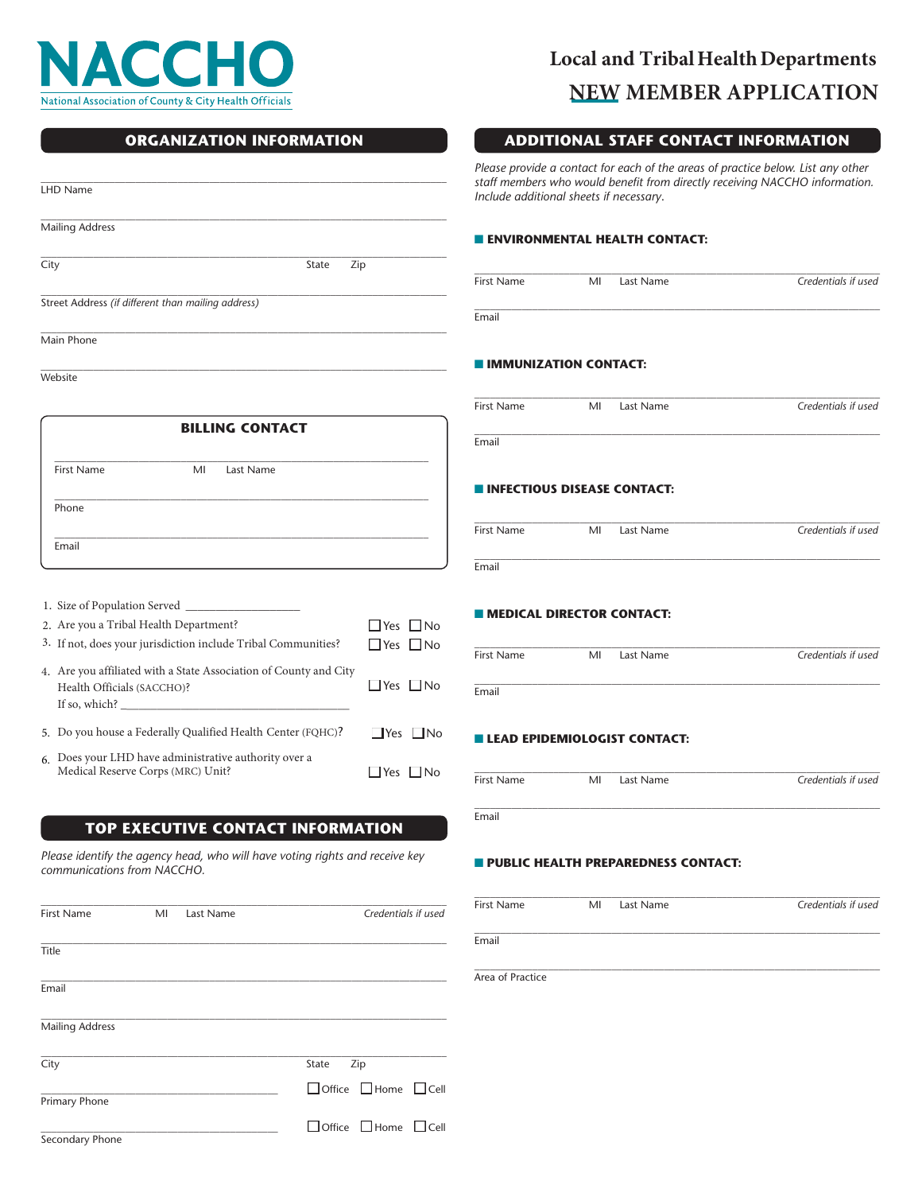# NACCHO

National Association of County & City Health Officials

## Local and Tribal Health Departments

## NEW MEMBER APPLICATION

## ORGANIZATION INFORMATION

LHD Name

Mailing Address

City State Zip

Street Address *(if different than mailing address)*

Main Phone

Website

### BILLING CONTACT

First Name MI Last Name

Phone

Email

1. Size of Population Served ___________________
2. Are you a Tribal Health Department? ☐ Yes ☐ No
3. If not, does your jurisdiction include Tribal Communities? ☐ Yes ☐ No
4. Are you affiliated with a State Association of County and City Health Officials (SACCHO)? ☐ Yes ☐ No
   If so, which? ______________________________________
5. Do you house a Federally Qualified Health Center (FQHC)? ☐ Yes ☐ No
6. Does your LHD have administrative authority over a Medical Reserve Corps (MRC) Unit? ☐ Yes ☐ No

## TOP EXECUTIVE CONTACT INFORMATION

*Please identify the agency head, who will have voting rights and receive key communications from NACCHO.*

First Name MI Last Name *Credentials if used*

Title

Email

Mailing Address

City State Zip

Primary Phone ☐ Office ☐ Home ☐ Cell

Secondary Phone ☐ Office ☐ Home ☐ Cell

## ADDITIONAL STAFF CONTACT INFORMATION

*Please provide a contact for each of the areas of practice below. List any other staff members who would benefit from directly receiving NACCHO information. Include additional sheets if necessary.*

### ENVIRONMENTAL HEALTH CONTACT:

First Name MI Last Name *Credentials if used*

Email

### IMMUNIZATION CONTACT:

First Name MI Last Name *Credentials if used*

Email

### INFECTIOUS DISEASE CONTACT:

First Name MI Last Name *Credentials if used*

Email

### MEDICAL DIRECTOR CONTACT:

First Name MI Last Name *Credentials if used*

Email

### LEAD EPIDEMIOLOGIST CONTACT:

First Name MI Last Name *Credentials if used*

Email

### PUBLIC HEALTH PREPAREDNESS CONTACT:

First Name MI Last Name *Credentials if used*

Email

Area of Practice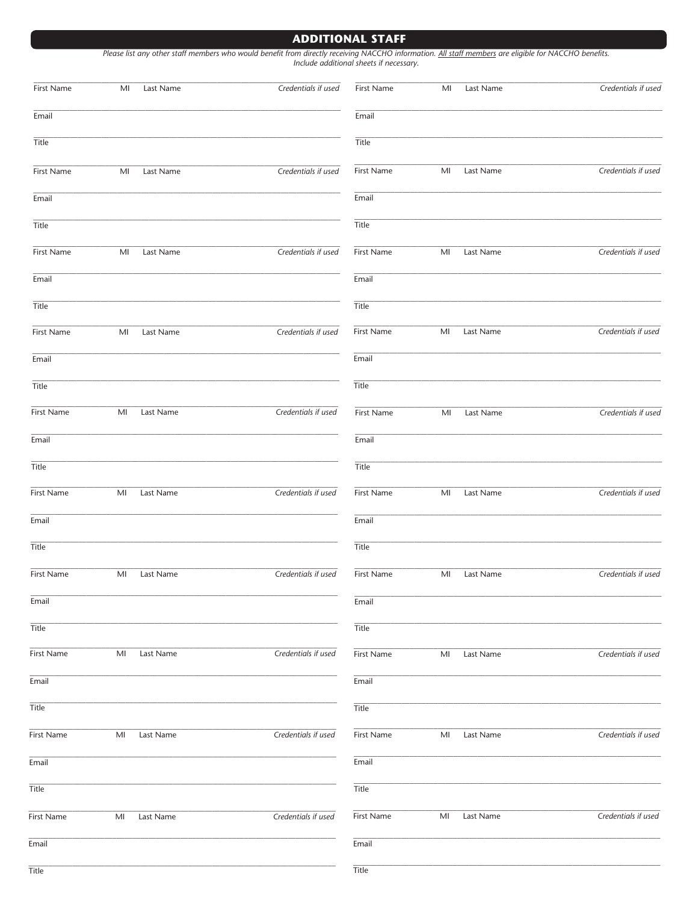## ADDITIONAL STAFF

*Please list any other staff members who would benefit from directly receiving NACCHO information. All staff members are eligible for NACCHO benefits. Include additional sheets if necessary.*

First Name MI Last Name *Credentials if used*

Email

Title

First Name MI Last Name *Credentials if used*

Email

Title

First Name MI Last Name *Credentials if used*

Email

Title

First Name MI Last Name *Credentials if used*

Email

Title

First Name MI Last Name *Credentials if used*

Email

Title

First Name MI Last Name *Credentials if used*

Email

Title

First Name MI Last Name *Credentials if used*

Email

Title

First Name MI Last Name *Credentials if used*

Email

Title

First Name MI Last Name *Credentials if used*

Email

Title

First Name MI Last Name *Credentials if used*

Email

Title

First Name MI Last Name *Credentials if used*

Email

Title

First Name MI Last Name *Credentials if used*

Email

Title

First Name MI Last Name *Credentials if used*

Email

Title

First Name MI Last Name *Credentials if used*

Email

Title

First Name MI Last Name *Credentials if used*

Email

Title

First Name MI Last Name *Credentials if used*

Email

Title

First Name MI Last Name *Credentials if used*

Email

Title

First Name MI Last Name *Credentials if used*

Email

Title

First Name MI Last Name *Credentials if used*

Email

Title

First Name MI Last Name *Credentials if used*

Email

Title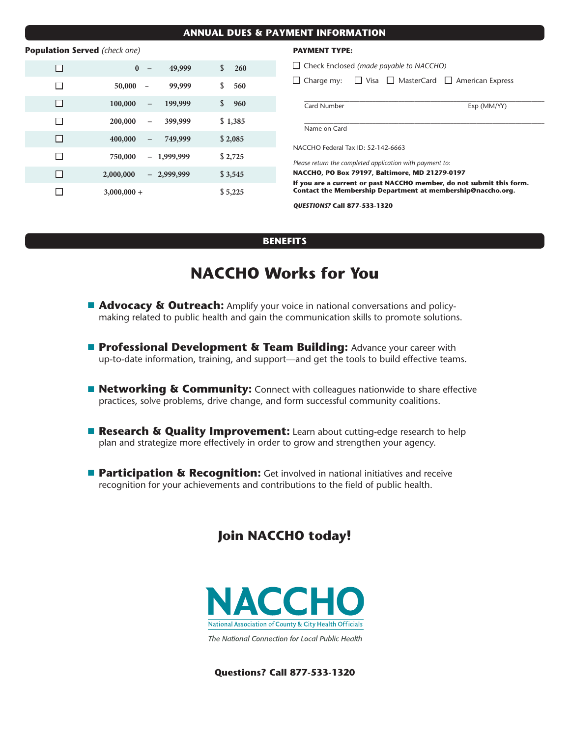## ANNUAL DUES & PAYMENT INFORMATION

**Population Served** *(check one)*

| | Population Served | Dues |
|---|---|---|
| ☐ | 0 – 49,999 | $ 260 |
| ☐ | 50,000 – 99,999 | $ 560 |
| ☐ | 100,000 – 199,999 | $ 960 |
| ☐ | 200,000 – 399,999 | $ 1,385 |
| ☐ | 400,000 – 749,999 | $ 2,085 |
| ☐ | 750,000 – 1,999,999 | $ 2,725 |
| ☐ | 2,000,000 – 2,999,999 | $ 3,545 |
| ☐ | 3,000,000 + | $ 5,225 |

**PAYMENT TYPE:**

☐ Check Enclosed *(made payable to NACCHO)*

☐ Charge my: ☐ Visa ☐ MasterCard ☐ American Express

Card Number ______________________ Exp (MM/YY) ________

Name on Card ______________________

NACCHO Federal Tax ID: 52-142-6663

*Please return the completed application with payment to:*

**NACCHO, PO Box 79197, Baltimore, MD 21279-0197**

**If you are a current or past NACCHO member, do not submit this form. Contact the Membership Department at membership@naccho.org.**

***QUESTIONS?* Call 877-533-1320**

## BENEFITS

# NACCHO Works for You

- **Advocacy & Outreach:** Amplify your voice in national conversations and policy-making related to public health and gain the communication skills to promote solutions.
- **Professional Development & Team Building:** Advance your career with up-to-date information, training, and support—and get the tools to build effective teams.
- **Networking & Community:** Connect with colleagues nationwide to share effective practices, solve problems, drive change, and form successful community coalitions.
- **Research & Quality Improvement:** Learn about cutting-edge research to help plan and strategize more effectively in order to grow and strengthen your agency.
- **Participation & Recognition:** Get involved in national initiatives and receive recognition for your achievements and contributions to the field of public health.

## Join NACCHO today!

NACCHO

National Association of County & City Health Officials

*The National Connection for Local Public Health*

**Questions? Call 877-533-1320**